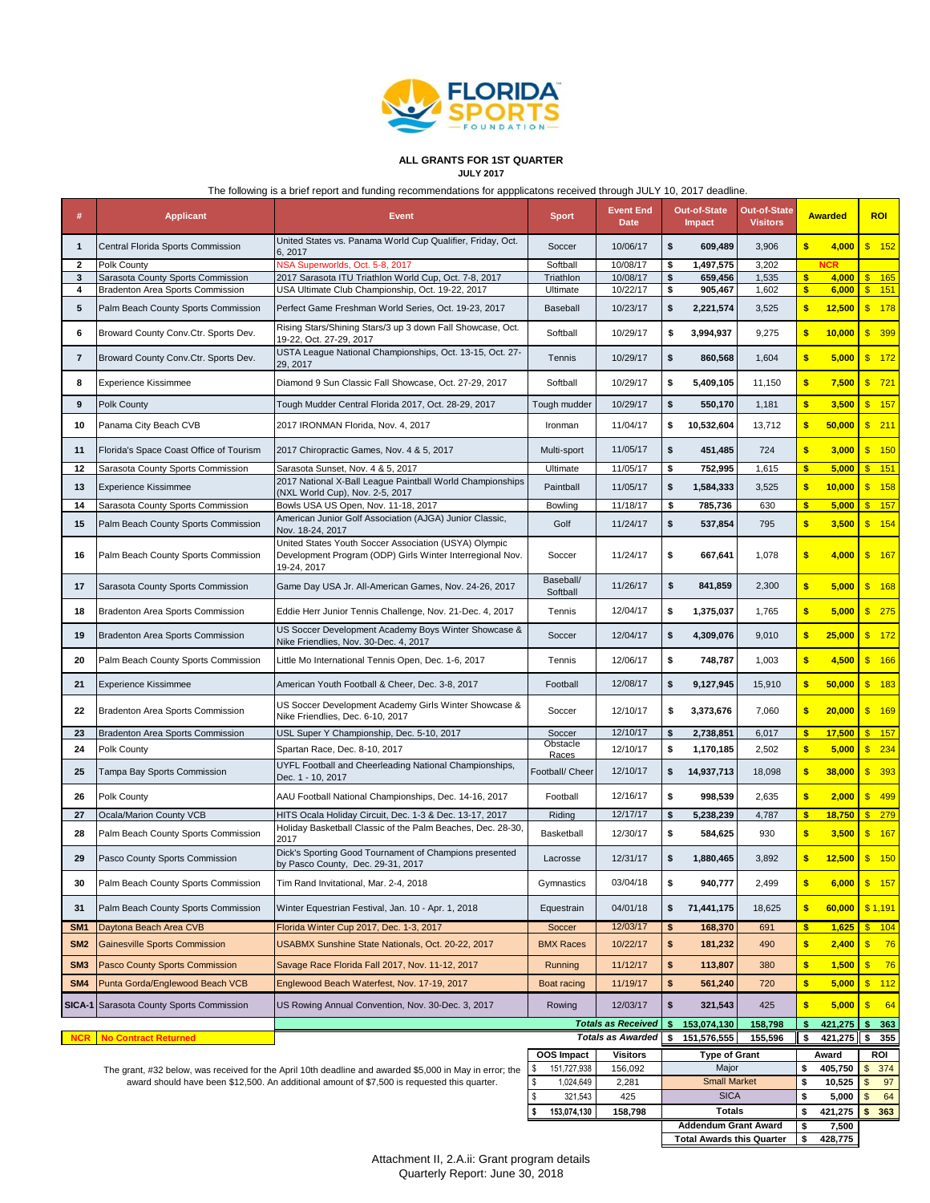FLORIDA SPORTS FOUNDATION

**ALL GRANTS FOR 1ST QUARTER**
**JULY 2017**

The following is a brief report and funding recommendations for appplicatons received through JULY 10, 2017 deadline.

| # | Applicant | Event | Sport | Event End Date | Out-of-State Impact | Out-of-State Visitors | Awarded | ROI |
|---|---|---|---|---|---|---|---|---|
| 1 | Central Florida Sports Commission | United States vs. Panama World Cup Qualifier, Friday, Oct. 6, 2017 | Soccer | 10/06/17 | $ 609,489 | 3,906 | $ 4,000 | $ 152 |
| 2 | Polk County | NSA Superworlds, Oct. 5-8, 2017 | Softball | 10/08/17 | $ 1,497,575 | 3,202 | NCR | |
| 3 | Sarasota County Sports Commission | 2017 Sarasota ITU Triathlon World Cup, Oct. 7-8, 2017 | Triathlon | 10/08/17 | $ 659,456 | 1,535 | $ 4,000 | $ 165 |
| 4 | Bradenton Area Sports Commission | USA Ultimate Club Championship, Oct. 19-22, 2017 | Ultimate | 10/22/17 | $ 905,467 | 1,602 | $ 6,000 | $ 151 |
| 5 | Palm Beach County Sports Commission | Perfect Game Freshman World Series, Oct. 19-23, 2017 | Baseball | 10/23/17 | $ 2,221,574 | 3,525 | $ 12,500 | $ 178 |
| 6 | Broward County Conv.Ctr. Sports Dev. | Rising Stars/Shining Stars/3 up 3 down Fall Showcase, Oct. 19-22, Oct. 27-29, 2017 | Softball | 10/29/17 | $ 3,994,937 | 9,275 | $ 10,000 | $ 399 |
| 7 | Broward County Conv.Ctr. Sports Dev. | USTA League National Championships, Oct. 13-15, Oct. 27-29, 2017 | Tennis | 10/29/17 | $ 860,568 | 1,604 | $ 5,000 | $ 172 |
| 8 | Experience Kissimmee | Diamond 9 Sun Classic Fall Showcase, Oct. 27-29, 2017 | Softball | 10/29/17 | $ 5,409,105 | 11,150 | $ 7,500 | $ 721 |
| 9 | Polk County | Tough Mudder Central Florida 2017, Oct. 28-29, 2017 | Tough mudder | 10/29/17 | $ 550,170 | 1,181 | $ 3,500 | $ 157 |
| 10 | Panama City Beach CVB | 2017 IRONMAN Florida, Nov. 4, 2017 | Ironman | 11/04/17 | $ 10,532,604 | 13,712 | $ 50,000 | $ 211 |
| 11 | Florida's Space Coast Office of Tourism | 2017 Chiropractic Games, Nov. 4 & 5, 2017 | Multi-sport | 11/05/17 | $ 451,485 | 724 | $ 3,000 | $ 150 |
| 12 | Sarasota County Sports Commission | Sarasota Sunset, Nov. 4 & 5, 2017 | Ultimate | 11/05/17 | $ 752,995 | 1,615 | $ 5,000 | $ 151 |
| 13 | Experience Kissimmee | 2017 National X-Ball League Paintball World Championships (NXL World Cup), Nov. 2-5, 2017 | Paintball | 11/05/17 | $ 1,584,333 | 3,525 | $ 10,000 | $ 158 |
| 14 | Sarasota County Sports Commission | Bowls USA US Open, Nov. 11-18, 2017 | Bowling | 11/18/17 | $ 785,736 | 630 | $ 5,000 | $ 157 |
| 15 | Palm Beach County Sports Commission | American Junior Golf Association (AJGA) Junior Classic, Nov. 18-24, 2017 | Golf | 11/24/17 | $ 537,854 | 795 | $ 3,500 | $ 154 |
| 16 | Palm Beach County Sports Commission | United States Youth Soccer Association (USYA) Olympic Development Program (ODP) Girls Winter Interregional Nov. 19-24, 2017 | Soccer | 11/24/17 | $ 667,641 | 1,078 | $ 4,000 | $ 167 |
| 17 | Sarasota County Sports Commission | Game Day USA Jr. All-American Games, Nov. 24-26, 2017 | Baseball/ Softball | 11/26/17 | $ 841,859 | 2,300 | $ 5,000 | $ 168 |
| 18 | Bradenton Area Sports Commission | Eddie Herr Junior Tennis Challenge, Nov. 21-Dec. 4, 2017 | Tennis | 12/04/17 | $ 1,375,037 | 1,765 | $ 5,000 | $ 275 |
| 19 | Bradenton Area Sports Commission | US Soccer Development Academy Boys Winter Showcase & Nike Friendlies, Nov. 30-Dec. 4, 2017 | Soccer | 12/04/17 | $ 4,309,076 | 9,010 | $ 25,000 | $ 172 |
| 20 | Palm Beach County Sports Commission | Little Mo International Tennis Open, Dec. 1-6, 2017 | Tennis | 12/06/17 | $ 748,787 | 1,003 | $ 4,500 | $ 166 |
| 21 | Experience Kissimmee | American Youth Football & Cheer, Dec. 3-8, 2017 | Football | 12/08/17 | $ 9,127,945 | 15,910 | $ 50,000 | $ 183 |
| 22 | Bradenton Area Sports Commission | US Soccer Development Academy Girls Winter Showcase & Nike Friendlies, Dec. 6-10, 2017 | Soccer | 12/10/17 | $ 3,373,676 | 7,060 | $ 20,000 | $ 169 |
| 23 | Bradenton Area Sports Commission | USL Super Y Championship, Dec. 5-10, 2017 | Soccer | 12/10/17 | $ 2,738,851 | 6,017 | $ 17,500 | $ 157 |
| 24 | Polk County | Spartan Race, Dec. 8-10, 2017 | Obstacle Races | 12/10/17 | $ 1,170,185 | 2,502 | $ 5,000 | $ 234 |
| 25 | Tampa Bay Sports Commission | UYFL Football and Cheerleading National Championships, Dec. 1 - 10, 2017 | Football/ Cheer | 12/10/17 | $ 14,937,713 | 18,098 | $ 38,000 | $ 393 |
| 26 | Polk County | AAU Football National Championships, Dec. 14-16, 2017 | Football | 12/16/17 | $ 998,539 | 2,635 | $ 2,000 | $ 499 |
| 27 | Ocala/Marion County VCB | HITS Ocala Holiday Circuit, Dec. 1-3 & Dec. 13-17, 2017 | Riding | 12/17/17 | $ 5,238,239 | 4,787 | $ 18,750 | $ 279 |
| 28 | Palm Beach County Sports Commission | Holiday Basketball Classic of the Palm Beaches, Dec. 28-30, 2017 | Basketball | 12/30/17 | $ 584,625 | 930 | $ 3,500 | $ 167 |
| 29 | Pasco County Sports Commission | Dick's Sporting Good Tournament of Champions presented by Pasco County, Dec. 29-31, 2017 | Lacrosse | 12/31/17 | $ 1,880,465 | 3,892 | $ 12,500 | $ 150 |
| 30 | Palm Beach County Sports Commission | Tim Rand Invitational, Mar. 2-4, 2018 | Gymnastics | 03/04/18 | $ 940,777 | 2,499 | $ 6,000 | $ 157 |
| 31 | Palm Beach County Sports Commission | Winter Equestrian Festival, Jan. 10 - Apr. 1, 2018 | Equestrain | 04/01/18 | $ 71,441,175 | 18,625 | $ 60,000 | $ 1,191 |
| SM1 | Daytona Beach Area CVB | Florida Winter Cup 2017, Dec. 1-3, 2017 | Soccer | 12/03/17 | $ 168,370 | 691 | $ 1,625 | $ 104 |
| SM2 | Gainesville Sports Commission | USABMX Sunshine State Nationals, Oct. 20-22, 2017 | BMX Races | 10/22/17 | $ 181,232 | 490 | $ 2,400 | $ 76 |
| SM3 | Pasco County Sports Commission | Savage Race Florida Fall 2017, Nov. 11-12, 2017 | Running | 11/12/17 | $ 113,807 | 380 | $ 1,500 | $ 76 |
| SM4 | Punta Gorda/Englewood Beach VCB | Englewood Beach Waterfest, Nov. 17-19, 2017 | Boat racing | 11/19/17 | $ 561,240 | 720 | $ 5,000 | $ 112 |
| SICA-1 | Sarasota County Sports Commission | US Rowing Annual Convention, Nov. 30-Dec. 3, 2017 | Rowing | 12/03/17 | $ 321,543 | 425 | $ 5,000 | $ 64 |
| | | | | *Totals as Received* | $ 153,074,130 | 158,798 | $ 421,275 | $ 363 |
| | | | | *Totals as Awarded* | $ 151,576,555 | 155,596 | $ 421,275 | $ 355 |

**NCR** No Contract Returned

| OOS Impact | Visitors | Type of Grant | Award | ROI |
|---|---|---|---|---|
| $ 151,727,938 | 156,092 | Major | $ 405,750 | $ 374 |
| $ 1,024,649 | 2,281 | Small Market | $ 10,525 | $ 97 |
| $ 321,543 | 425 | SICA | $ 5,000 | $ 64 |
| $ 153,074,130 | 158,798 | Totals | $ 421,275 | $ 363 |
| | | Addendum Grant Award | $ 7,500 | |
| | | Total Awards this Quarter | $ 428,775 | |

The grant, #32 below, was received for the April 10th deadline and awarded $5,000 in May in error; the award should have been $12,500. An additional amount of $7,500 is requested this quarter.

Attachment II, 2.A.ii: Grant program details
Quarterly Report: June 30, 2018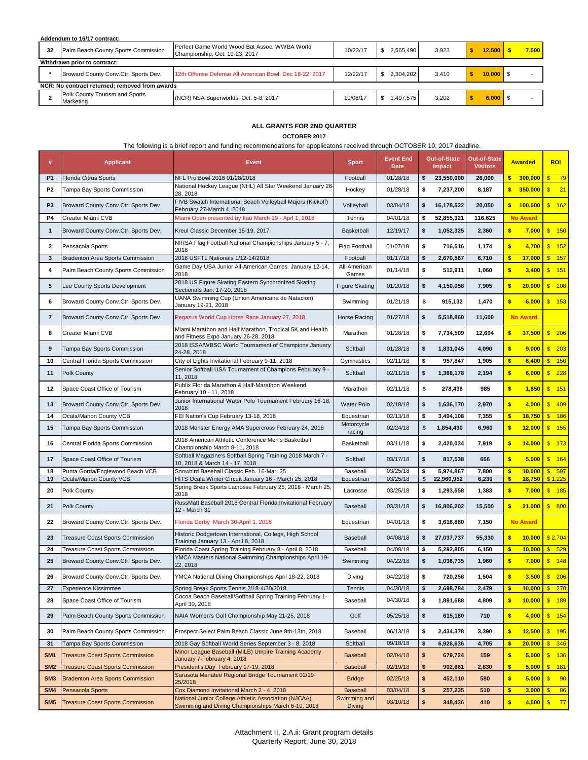**Addendum to 16/17 contract:**

| # | Applicant | Event | Event End Date | Out-of-State Impact | Out-of-State Visitors | Awarded | ROI |
|---|---|---|---|---|---|---|---|
| 32 | Palm Beach County Sports Commission | Perfect Game World Wood Bat Assoc. WWBA World Championship, Oct. 19-23, 2017 | 10/23/17 | $ 2,565,490 | 3,923 | $ 12,500 | $ 7,500 |
| **Withdrawn prior to contract:** | | | | | | | |
| * | Broward County Conv.Ctr. Sports Dev. | 12th Offense Defense All American Bowl, Dec 18-22, 2017 | 12/22/17 | $ 2,304,202 | 3,410 | $ 10,000 | $ - |
| **NCR: No contract returned; removed from awards** | | | | | | | |
| 2 | Polk County Tourism and Sports Marketing | (NCR) NSA Superworlds, Oct. 5-8, 2017 | 10/08/17 | $ 1,497,575 | 3,202 | $ 6,000 | $ - |

**ALL GRANTS FOR 2ND QUARTER**

**OCTOBER 2017**

The following is a brief report and funding recommendations for appplicatons received through OCTOBER 10, 2017 deadline.

| # | Applicant | Event | Sport | Event End Date | Out-of-State Impact | Out-of-State Visitors | Awarded | ROI |
|---|---|---|---|---|---|---|---|---|
| P1 | Florida Citrus Sports | NFL Pro Bowl 2018 01/28/2018 | Football | 01/28/18 | $ 23,550,000 | 26,000 | $ 300,000 | $ 79 |
| P2 | Tampa Bay Sports Commission | National Hockey League (NHL) All Star Weekend January 26-28, 2018 | Hockey | 01/28/18 | $ 7,237,200 | 8,187 | $ 350,000 | $ 21 |
| P3 | Broward County Conv.Ctr. Sports Dev. | FIVB Swatch International Beach Volleyball Majors (Kickoff) February 27-March 4, 2018 | Volleyball | 03/04/18 | $ 16,178,522 | 20,050 | $ 100,000 | $ 162 |
| P4 | Greater Miami CVB | Miami Open presented by Itaú March 19 - Apil 1, 2018 | Tennis | 04/01/18 | $ 52,855,321 | 116,625 | No Award | |
| 1 | Broward County Conv.Ctr. Sports Dev. | Kreul Classic December 15-19, 2017 | Basketball | 12/19/17 | $ 1,052,325 | 2,360 | $ 7,000 | $ 150 |
| 2 | Pensacola Sports | NIRSA Flag Football National Championships January 5 - 7, 2018 | Flag Football | 01/07/18 | $ 716,516 | 1,174 | $ 4,700 | $ 152 |
| 3 | Bradenton Area Sports Commission | 2018 USFTL Nationals 1/12-14/2018 | Football | 01/17/18 | $ 2,670,567 | 6,710 | $ 17,000 | $ 157 |
| 4 | Palm Beach County Sports Commission | Game Day USA Junior All-American Games January 12-14, 2018 | All-American Games | 01/14/18 | $ 512,911 | 1,060 | $ 3,400 | $ 151 |
| 5 | Lee County Sports Development | 2018 US Figure Skating Eastern Synchronized Skating Sectionals Jan. 17-20, 2018 | Figure Skating | 01/20/18 | $ 4,150,058 | 7,905 | $ 20,000 | $ 208 |
| 6 | Broward County Conv.Ctr. Sports Dev. | UANA Swimming Cup (Union Americana de Natacion) January 19-21, 2018 | Swimming | 01/21/18 | $ 915,132 | 1,470 | $ 6,000 | $ 153 |
| 7 | Broward County Conv.Ctr. Sports Dev. | Pegasus World Cup Horse Race January 27, 2018 | Horse Racing | 01/27/18 | $ 5,518,860 | 11,600 | No Award | |
| 8 | Greater Miami CVB | Miami Marathon and Half Marathon, Tropical 5K and Health and Fitness Expo January 26-28, 2018 | Marathon | 01/28/18 | $ 7,734,509 | 12,694 | $ 37,500 | $ 206 |
| 9 | Tampa Bay Sports Commission | 2018 ISSA/WBSC World Tournament of Champions January 24-28, 2018 | Softball | 01/28/18 | $ 1,831,045 | 4,090 | $ 9,000 | $ 203 |
| 10 | Central Florida Sports Commission | City of Lights Invitational February 9-11, 2018 | Gymnastics | 02/11/18 | $ 957,847 | 1,905 | $ 6,400 | $ 150 |
| 11 | Polk County | Senior Softball USA Tournament of Champions February 9 - 11, 2018 | Softball | 02/11/18 | $ 1,368,178 | 2,194 | $ 6,000 | $ 228 |
| 12 | Space Coast Office of Tourism | Publix Florida Marathon & Half-Marathon Weekend February 10 - 11, 2018 | Marathon | 02/11/18 | $ 278,436 | 985 | $ 1,850 | $ 151 |
| 13 | Broward County Conv.Ctr. Sports Dev. | Junior International Water Polo Tournament February 16-18, 2018 | Water Polo | 02/18/18 | $ 1,636,170 | 2,970 | $ 4,000 | $ 409 |
| 14 | Ocala/Marion County VCB | FEI Nation's Cup February 13-18, 2018 | Equestrian | 02/13/18 | $ 3,494,108 | 7,355 | $ 18,750 | $ 186 |
| 15 | Tampa Bay Sports Commission | 2018 Monster Energy AMA Supercross February 24, 2018 | Motorcycle racing | 02/24/18 | $ 1,854,430 | 6,960 | $ 12,000 | $ 155 |
| 16 | Central Florida Sports Commission | 2018 American Athletic Conference Men's Basketball Championship March 8-11, 2018 | Basketball | 03/11/18 | $ 2,420,034 | 7,919 | $ 14,000 | $ 173 |
| 17 | Space Coast Office of Tourism | Softball Magazine's Softball Spring Training 2018 March 7 - 10, 2018 & March 14 - 17, 2018 | Softball | 03/17/18 | $ 817,538 | 666 | $ 5,000 | $ 164 |
| 18 | Punta Gorda/Englewood Beach VCB | Snowbird Baseball Classic Feb. 16-Mar. 25 | Baseball | 03/25/18 | $ 5,974,867 | 7,800 | $ 10,000 | $ 597 |
| 19 | Ocala/Marion County VCB | HITS Ocala Winter Circuit January 16 - March 25, 2018 | Equestrian | 03/25/18 | $ 22,960,952 | 6,230 | $ 18,750 | $ 1,225 |
| 20 | Polk County | Spring Break Sports Lacrosse February 25, 2018 - March 25, 2018 | Lacrosse | 03/25/18 | $ 1,293,658 | 1,383 | $ 7,000 | $ 185 |
| 21 | Polk County | RussMatt Baseball 2018 Central Florida Invitational February 12 - March 31 | Baseball | 03/31/18 | $ 16,806,202 | 15,500 | $ 21,000 | $ 800 |
| 22 | Broward County Conv.Ctr. Sports Dev. | Florida Derby March 30-April 1, 2018 | Equestrian | 04/01/18 | $ 3,616,880 | 7,150 | No Award | |
| 23 | Treasure Coast Sports Commission | Historic Dodgertown International, College, High School Training January 13 - April 8, 2018 | Baseball | 04/08/18 | $ 27,037,737 | 55,330 | $ 10,000 | $ 2,704 |
| 24 | Treasure Coast Sports Commission | Florida Coast Spring Training February 8 - April 8, 2018 | Baseball | 04/08/18 | $ 5,292,805 | 6,150 | $ 10,000 | $ 529 |
| 25 | Broward County Conv.Ctr. Sports Dev. | YMCA Masters National Swimming Championships April 19-22, 2018 | Swimming | 04/22/18 | $ 1,036,735 | 1,960 | $ 7,000 | $ 148 |
| 26 | Broward County Conv.Ctr. Sports Dev. | YMCA National Diving Championships April 18-22, 2018 | Diving | 04/22/18 | $ 720,258 | 1,504 | $ 3,500 | $ 206 |
| 27 | Experience Kissimmee | Spring Break Sports Tennis 2/18-4/30/2018 | Tennis | 04/30/18 | $ 2,698,784 | 2,479 | $ 10,000 | $ 270 |
| 28 | Space Coast Office of Tourism | Cocoa Beach Baseball/Softball Spring Training February 1- April 30, 2018 | Baseball | 04/30/18 | $ 1,891,688 | 4,809 | $ 10,000 | $ 189 |
| 29 | Palm Beach County Sports Commission | NAIA Women's Golf Championship May 21-25, 2018 | Golf | 05/25/18 | $ 615,180 | 710 | $ 4,000 | $ 154 |
| 30 | Palm Beach County Sports Commission | Prospect Select Palm Beach Classic June 8th-13th, 2018 | Baseball | 06/13/18 | $ 2,434,378 | 3,390 | $ 12,500 | $ 195 |
| 31 | Tampa Bay Sports Commission | 2018 Gay Softball World Series September 3 - 8, 2018 | Softball | 09/18/18 | $ 6,926,636 | 4,705 | $ 20,000 | $ 346 |
| SM1 | Treasure Coast Sports Commission | Minor League Baseball (MiLB) Umpire Training Academy January 7-February 4, 2018 | Baseball | 02/04/18 | $ 679,724 | 159 | $ 5,000 | $ 136 |
| SM2 | Treasure Coast Sports Commission | President's Day February 17-19, 2018 | Baseball | 02/19/18 | $ 902,661 | 2,830 | $ 5,000 | $ 181 |
| SM3 | Bradenton Area Sports Commission | Sarasota Manatee Regional Bridge Tournament 02/19-25/2018 | Bridge | 02/25/18 | $ 452,110 | 580 | $ 5,000 | $ 90 |
| SM4 | Pensacola Sports | Cox Diamond Invitational March 2 - 4, 2018 | Baseball | 03/04/18 | $ 257,235 | 510 | $ 3,000 | $ 86 |
| SM5 | Treasure Coast Sports Commission | National Junior College Athletic Association (NJCAA) Swimming and Diving Championships March 6-10, 2018 | Swimming and Diving | 03/10/18 | $ 348,436 | 410 | $ 4,500 | $ 77 |

Attachment II, 2.A.ii: Grant program details
Quarterly Report: June 30, 2018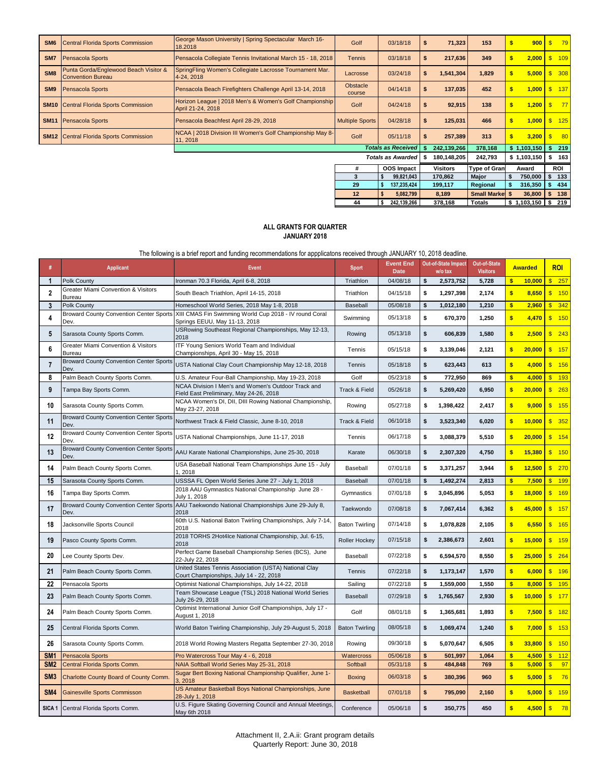| # | Applicant | Event | Sport | Event End Date | Out-of-State Impact w/o tax | Out-of-State Visitors | Awarded | ROI |
|---|---|---|---|---|---|---|---|---|
| SM6 | Central Florida Sports Commission | George Mason University \| Spring Spectacular March 16-18.2018 | Golf | 03/18/18 | $ 71,323 | 153 | $ 900 | $ 79 |
| SM7 | Pensacola Sports | Pensacola Collegiate Tennis Invitational March 15 - 18, 2018 | Tennis | 03/18/18 | $ 217,636 | 349 | $ 2,000 | $ 109 |
| SM8 | Punta Gorda/Englewood Beach Visitor & Convention Bureau | SpringFling Women's Collegiate Lacrosse Tournament Mar. 4-24, 2018 | Lacrosse | 03/24/18 | $ 1,541,304 | 1,829 | $ 5,000 | $ 308 |
| SM9 | Pensacola Sports | Pensacola Beach Firefighters Challenge April 13-14, 2018 | Obstacle course | 04/14/18 | $ 137,035 | 452 | $ 1,000 | $ 137 |
| SM10 | Central Florida Sports Commission | Horizon League \| 2018 Men's & Women's Golf Championship April 21-24, 2018 | Golf | 04/24/18 | $ 92,915 | 138 | $ 1,200 | $ 77 |
| SM11 | Pensacola Sports | Pensacola Beachfest April 28-29, 2018 | Multiple Sports | 04/28/18 | $ 125,031 | 466 | $ 1,000 | $ 125 |
| SM12 | Central Florida Sports Commission | NCAA \| 2018 Division III Women's Golf Championship May 8-11, 2018 | Golf | 05/11/18 | $ 257,389 | 313 | $ 3,200 | $ 80 |
| | | | | *Totals as Received* | $ 242,139,266 | 378,168 | $ 1,103,150 | $ 219 |
| | | | | *Totals as Awarded* | $ 180,148,205 | 242,793 | $ 1,103,150 | $ 163 |

| # | OOS Impact | Visitors | Type of Grant | Award | ROI |
|---|---|---|---|---|---|
| 3 | $ 99,821,043 | 170,862 | Major | $ 750,000 | $ 133 |
| 29 | $ 137,235,424 | 199,117 | Regional | $ 316,350 | $ 434 |
| 12 | $ 5,082,799 | 8,189 | Small Market | $ 36,800 | $ 138 |
| 44 | $ 242,139,266 | 378,168 | Totals | $ 1,103,150 | $ 219 |

## ALL GRANTS FOR QUARTER
## JANUARY 2018

The following is a brief report and funding recommendations for appplicatons received through JANUARY 10, 2018 deadline.

| # | Applicant | Event | Sport | Event End Date | Out-of-State Impact w/o tax | Out-of-State Visitors | Awarded | ROI |
|---|---|---|---|---|---|---|---|---|
| 1 | Polk County | Ironman 70.3 Florida, April 6-8, 2018 | Triathlon | 04/08/18 | $ 2,573,752 | 5,728 | $ 10,000 | $ 257 |
| 2 | Greater Miami Convention & Visitors Bureau | South Beach Triathlon, April 14-15, 2018 | Triathlon | 04/15/18 | $ 1,297,398 | 2,174 | $ 8,650 | $ 150 |
| 3 | Polk County | Homeschool World Series, 2018 May 1-8, 2018 | Baseball | 05/08/18 | $ 1,012,180 | 1,210 | $ 2,960 | $ 342 |
| 4 | Broward County Convention Center Sports Dev. | XIII CMAS Fin Swimming World Cup 2018 - IV round Coral Springs EEUU, May 11-13, 2018 | Swimming | 05/13/18 | $ 670,370 | 1,250 | $ 4,470 | $ 150 |
| 5 | Sarasota County Sports Comm. | USRowing Southeast Regional Championships, May 12-13, 2018 | Rowing | 05/13/18 | $ 606,839 | 1,580 | $ 2,500 | $ 243 |
| 6 | Greater Miami Convention & Visitors Bureau | ITF Young Seniors World Team and Individual Championships, April 30 - May 15, 2018 | Tennis | 05/15/18 | $ 3,139,046 | 2,121 | $ 20,000 | $ 157 |
| 7 | Broward County Convention Center Sports Dev. | USTA National Clay Court Championship May 12-18, 2018 | Tennis | 05/18/18 | $ 623,443 | 613 | $ 4,000 | $ 156 |
| 8 | Palm Beach County Sports Comm. | U.S. Amateur Four-Ball Championship, May 19-23, 2018 | Golf | 05/23/18 | $ 772,950 | 869 | $ 4,000 | $ 193 |
| 9 | Tampa Bay Sports Comm. | NCAA Division I Men's and Women's Outdoor Track and Field East Preliminary, May 24-26, 2018 | Track & Field | 05/26/18 | $ 5,269,420 | 6,950 | $ 20,000 | $ 263 |
| 10 | Sarasota County Sports Comm. | NCAA Women's DI, DII, DIII Rowing National Championship, May 23-27, 2018 | Rowing | 05/27/18 | $ 1,398,422 | 2,417 | $ 9,000 | $ 155 |
| 11 | Broward County Convention Center Sports Dev. | Northwest Track & Field Classic, June 8-10, 2018 | Track & Field | 06/10/18 | $ 3,523,340 | 6,020 | $ 10,000 | $ 352 |
| 12 | Broward County Convention Center Sports Dev. | USTA National Championships, June 11-17, 2018 | Tennis | 06/17/18 | $ 3,088,379 | 5,510 | $ 20,000 | $ 154 |
| 13 | Broward County Convention Center Sports Dev. | AAU Karate National Championships, June 25-30, 2018 | Karate | 06/30/18 | $ 2,307,320 | 4,750 | $ 15,380 | $ 150 |
| 14 | Palm Beach County Sports Comm. | USA Baseball National Team Championships June 15 - July 1, 2018 | Baseball | 07/01/18 | $ 3,371,257 | 3,944 | $ 12,500 | $ 270 |
| 15 | Sarasota County Sports Comm. | USSSA FL Open World Series June 27 - July 1, 2018 | Baseball | 07/01/18 | $ 1,492,274 | 2,813 | $ 7,500 | $ 199 |
| 16 | Tampa Bay Sports Comm. | 2018 AAU Gymnastics National Championship June 28 - July 1, 2018 | Gymnastics | 07/01/18 | $ 3,045,896 | 5,053 | $ 18,000 | $ 169 |
| 17 | Broward County Convention Center Sports Dev. | AAU Taekwondo National Championships June 29-July 8, 2018 | Taekwondo | 07/08/18 | $ 7,067,414 | 6,362 | $ 45,000 | $ 157 |
| 18 | Jacksonville Sports Council | 60th U.S. National Baton Twirling Championships, July 7-14, 2018 | Baton Twirling | 07/14/18 | $ 1,078,828 | 2,105 | $ 6,550 | $ 165 |
| 19 | Pasco County Sports Comm. | 2018 TORHS 2Hot4Ice National Championship, Jul. 6-15, 2018 | Roller Hockey | 07/15/18 | $ 2,386,673 | 2,601 | $ 15,000 | $ 159 |
| 20 | Lee County Sports Dev. | Perfect Game Baseball Championship Series (BCS), June 22-July 22, 2018 | Baseball | 07/22/18 | $ 6,594,570 | 8,550 | $ 25,000 | $ 264 |
| 21 | Palm Beach County Sports Comm. | United States Tennis Association (USTA) National Clay Court Championships, July 14 - 22, 2018 | Tennis | 07/22/18 | $ 1,173,147 | 1,570 | $ 6,000 | $ 196 |
| 22 | Pensacola Sports | Optimist National Championships, July 14-22, 2018 | Sailing | 07/22/18 | $ 1,559,000 | 1,550 | $ 8,000 | $ 195 |
| 23 | Palm Beach County Sports Comm. | Team Showcase League (TSL) 2018 National World Series July 26-29, 2018 | Baseball | 07/29/18 | $ 1,765,567 | 2,930 | $ 10,000 | $ 177 |
| 24 | Palm Beach County Sports Comm. | Optimist International Junior Golf Championships, July 17 - August 1, 2018 | Golf | 08/01/18 | $ 1,365,681 | 1,893 | $ 7,500 | $ 182 |
| 25 | Central Florida Sports Comm. | World Baton Twirling Championship, July 29-August 5, 2018 | Baton Twirling | 08/05/18 | $ 1,069,474 | 1,240 | $ 7,000 | $ 153 |
| 26 | Sarasota County Sports Comm. | 2018 World Rowing Masters Regatta September 27-30, 2018 | Rowing | 09/30/18 | $ 5,070,647 | 6,505 | $ 33,800 | $ 150 |
| SM1 | Pensacola Sports | Pro Watercross Tour May 4 - 6, 2018 | Watercross | 05/06/18 | $ 501,997 | 1,064 | $ 4,500 | $ 112 |
| SM2 | Central Florida Sports Comm. | NAIA Softball World Series May 25-31, 2018 | Softball | 05/31/18 | $ 484,848 | 769 | $ 5,000 | $ 97 |
| SM3 | Charlotte County Board of County Comm. | Sugar Bert Boxing National Championship Qualifier, June 1-3, 2018 | Boxing | 06/03/18 | $ 380,396 | 960 | $ 5,000 | $ 76 |
| SM4 | Gainesville Sports Commisson | US Amateur Basketball Boys National Championships, June 28-July 1, 2018 | Basketball | 07/01/18 | $ 795,090 | 2,160 | $ 5,000 | $ 159 |
| SICA 1 | Central Florida Sports Comm. | U.S. Figure Skating Governing Council and Annual Meetings, May 6th 2018 | Conference | 05/06/18 | $ 350,775 | 450 | $ 4,500 | $ 78 |

Attachment II, 2.A.ii: Grant program details
Quarterly Report: June 30, 2018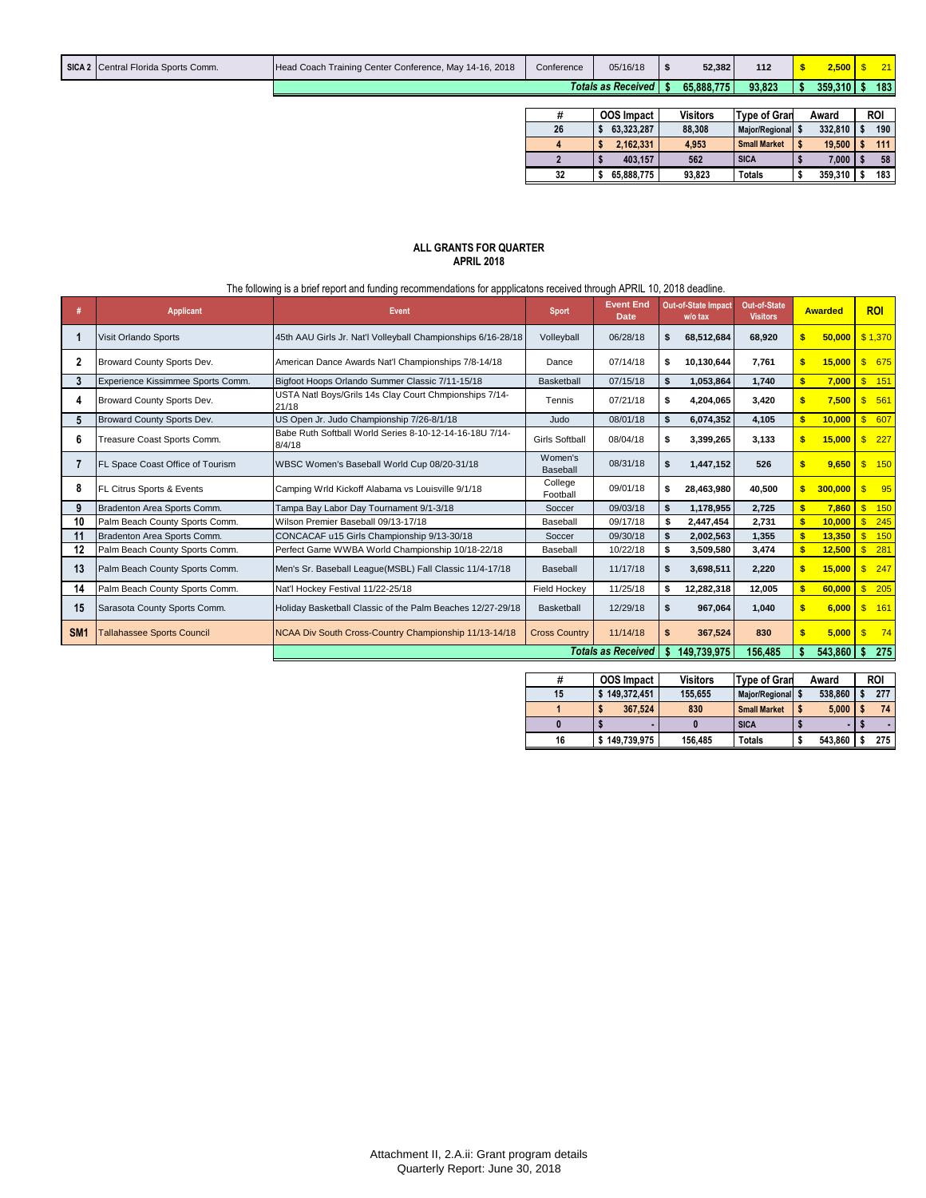| | | | | | | | | |
|---|---|---|---|---|---|---|---|---|
| SICA 2 | Central Florida Sports Comm. | Head Coach Training Center Conference, May 14-16, 2018 | Conference | 05/16/18 | $ 52,382 | 112 | $ 2,500 | $ 21 |
| | | | | *Totals as Received* | $ 65,888,775 | 93,823 | $ 359,310 | $ 183 |

| # | OOS Impact | Visitors | Type of Grant | Award | ROI |
|---|---|---|---|---|---|
| 26 | $ 63,323,287 | 88,308 | Major/Regional | $ 332,810 | $ 190 |
| 4 | $ 2,162,331 | 4,953 | Small Market | $ 19,500 | $ 111 |
| 2 | $ 403,157 | 562 | SICA | $ 7,000 | $ 58 |
| 32 | $ 65,888,775 | 93,823 | Totals | $ 359,310 | $ 183 |

**ALL GRANTS FOR QUARTER**
**APRIL 2018**

The following is a brief report and funding recommendations for appplicatons received through APRIL 10, 2018 deadline.

| # | Applicant | Event | Sport | Event End Date | Out-of-State Impact w/o tax | Out-of-State Visitors | Awarded | ROI |
|---|---|---|---|---|---|---|---|---|
| 1 | Visit Orlando Sports | 45th AAU Girls Jr. Nat'l Volleyball Championships 6/16-28/18 | Volleyball | 06/28/18 | $ 68,512,684 | 68,920 | $ 50,000 | $ 1,370 |
| 2 | Broward County Sports Dev. | American Dance Awards Nat'l Championships 7/8-14/18 | Dance | 07/14/18 | $ 10,130,644 | 7,761 | $ 15,000 | $ 675 |
| 3 | Experience Kissimmee Sports Comm. | Bigfoot Hoops Orlando Summer Classic 7/11-15/18 | Basketball | 07/15/18 | $ 1,053,864 | 1,740 | $ 7,000 | $ 151 |
| 4 | Broward County Sports Dev. | USTA Natl Boys/Grils 14s Clay Court Chmpionships 7/14-21/18 | Tennis | 07/21/18 | $ 4,204,065 | 3,420 | $ 7,500 | $ 561 |
| 5 | Broward County Sports Dev. | US Open Jr. Judo Championship 7/26-8/1/18 | Judo | 08/01/18 | $ 6,074,352 | 4,105 | $ 10,000 | $ 607 |
| 6 | Treasure Coast Sports Comm. | Babe Ruth Softball World Series 8-10-12-14-16-18U 7/14-8/4/18 | Girls Softball | 08/04/18 | $ 3,399,265 | 3,133 | $ 15,000 | $ 227 |
| 7 | FL Space Coast Office of Tourism | WBSC Women's Baseball World Cup 08/20-31/18 | Women's Baseball | 08/31/18 | $ 1,447,152 | 526 | $ 9,650 | $ 150 |
| 8 | FL Citrus Sports & Events | Camping Wrld Kickoff Alabama vs Louisville 9/1/18 | College Football | 09/01/18 | $ 28,463,980 | 40,500 | $ 300,000 | $ 95 |
| 9 | Bradenton Area Sports Comm. | Tampa Bay Labor Day Tournament 9/1-3/18 | Soccer | 09/03/18 | $ 1,178,955 | 2,725 | $ 7,860 | $ 150 |
| 10 | Palm Beach County Sports Comm. | Wilson Premier Baseball 09/13-17/18 | Baseball | 09/17/18 | $ 2,447,454 | 2,731 | $ 10,000 | $ 245 |
| 11 | Bradenton Area Sports Comm. | CONCACAF u15 Girls Championship 9/13-30/18 | Soccer | 09/30/18 | $ 2,002,563 | 1,355 | $ 13,350 | $ 150 |
| 12 | Palm Beach County Sports Comm. | Perfect Game WWBA World Championship 10/18-22/18 | Baseball | 10/22/18 | $ 3,509,580 | 3,474 | $ 12,500 | $ 281 |
| 13 | Palm Beach County Sports Comm. | Men's Sr. Baseball League(MSBL) Fall Classic 11/4-17/18 | Baseball | 11/17/18 | $ 3,698,511 | 2,220 | $ 15,000 | $ 247 |
| 14 | Palm Beach County Sports Comm. | Nat'l Hockey Festival 11/22-25/18 | Field Hockey | 11/25/18 | $ 12,282,318 | 12,005 | $ 60,000 | $ 205 |
| 15 | Sarasota County Sports Comm. | Holiday Basketball Classic of the Palm Beaches 12/27-29/18 | Basketball | 12/29/18 | $ 967,064 | 1,040 | $ 6,000 | $ 161 |
| SM1 | Tallahassee Sports Council | NCAA Div South Cross-Country Championship 11/13-14/18 | Cross Country | 11/14/18 | $ 367,524 | 830 | $ 5,000 | $ 74 |
| | | | | *Totals as Received* | $ 149,739,975 | 156,485 | $ 543,860 | $ 275 |

| # | OOS Impact | Visitors | Type of Grant | Award | ROI |
|---|---|---|---|---|---|
| 15 | $ 149,372,451 | 155,655 | Major/Regional | $ 538,860 | $ 277 |
| 1 | $ 367,524 | 830 | Small Market | $ 5,000 | $ 74 |
| 0 | $ - | 0 | SICA | $ - | $ - |
| 16 | $ 149,739,975 | 156,485 | Totals | $ 543,860 | $ 275 |

Attachment II, 2.A.ii: Grant program details
Quarterly Report: June 30, 2018